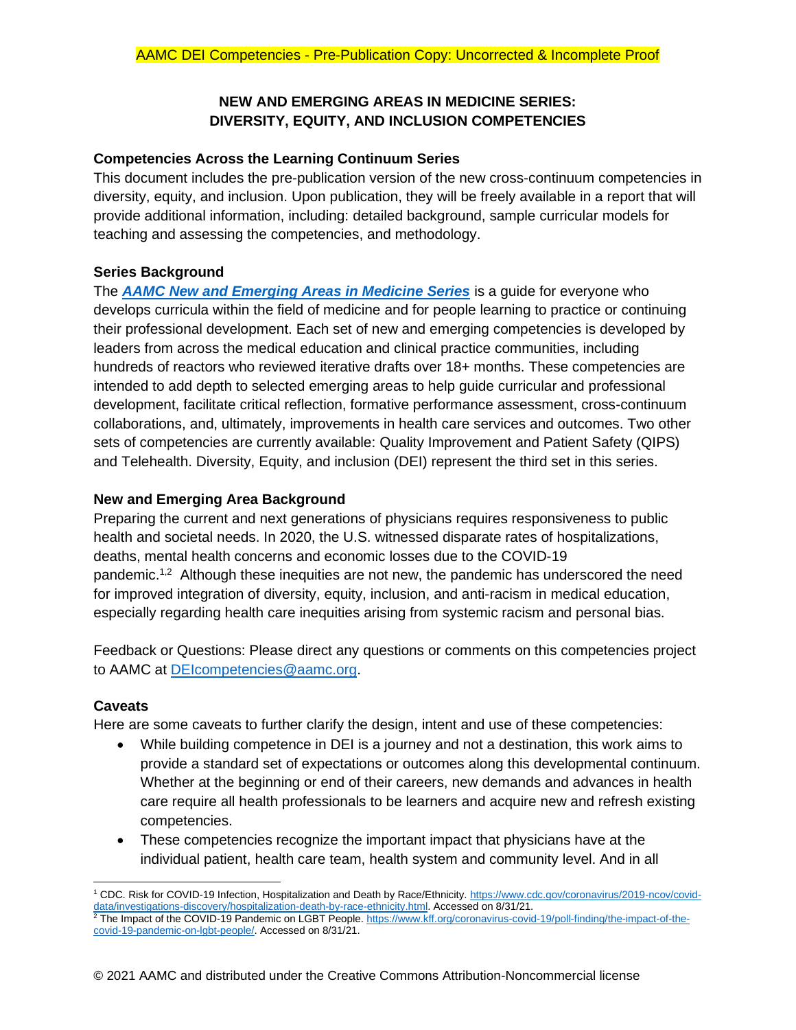AAMC DEI Competencies - Pre-Publication Copy: Uncorrected & Incomplete Proof

# NEW AND EMERGING AREAS IN MEDICINE SERIES: DIVERSITY, EQUITY, AND INCLUSION COMPETENCIES

## Competencies Across the Learning Continuum Series

This document includes the pre-publication version of the new cross-continuum competencies in diversity, equity, and inclusion. Upon publication, they will be freely available in a report that will provide additional information, including: detailed background, sample curricular models for teaching and assessing the competencies, and methodology.

## Series Background

The ***AAMC New and Emerging Areas in Medicine Series*** is a guide for everyone who develops curricula within the field of medicine and for people learning to practice or continuing their professional development. Each set of new and emerging competencies is developed by leaders from across the medical education and clinical practice communities, including hundreds of reactors who reviewed iterative drafts over 18+ months. These competencies are intended to add depth to selected emerging areas to help guide curricular and professional development, facilitate critical reflection, formative performance assessment, cross-continuum collaborations, and, ultimately, improvements in health care services and outcomes. Two other sets of competencies are currently available: Quality Improvement and Patient Safety (QIPS) and Telehealth. Diversity, Equity, and inclusion (DEI) represent the third set in this series.

## New and Emerging Area Background

Preparing the current and next generations of physicians requires responsiveness to public health and societal needs. In 2020, the U.S. witnessed disparate rates of hospitalizations, deaths, mental health concerns and economic losses due to the COVID-19 pandemic.[1,2] Although these inequities are not new, the pandemic has underscored the need for improved integration of diversity, equity, inclusion, and anti-racism in medical education, especially regarding health care inequities arising from systemic racism and personal bias.

Feedback or Questions: Please direct any questions or comments on this competencies project to AAMC at DEIcompetencies@aamc.org.

## Caveats

Here are some caveats to further clarify the design, intent and use of these competencies:

- While building competence in DEI is a journey and not a destination, this work aims to provide a standard set of expectations or outcomes along this developmental continuum. Whether at the beginning or end of their careers, new demands and advances in health care require all health professionals to be learners and acquire new and refresh existing competencies.
- These competencies recognize the important impact that physicians have at the individual patient, health care team, health system and community level. And in all

[1] CDC. Risk for COVID-19 Infection, Hospitalization and Death by Race/Ethnicity. https://www.cdc.gov/coronavirus/2019-ncov/covid-data/investigations-discovery/hospitalization-death-by-race-ethnicity.html. Accessed on 8/31/21.

[2] The Impact of the COVID-19 Pandemic on LGBT People. https://www.kff.org/coronavirus-covid-19/poll-finding/the-impact-of-the-covid-19-pandemic-on-lgbt-people/. Accessed on 8/31/21.

© 2021 AAMC and distributed under the Creative Commons Attribution-Noncommercial license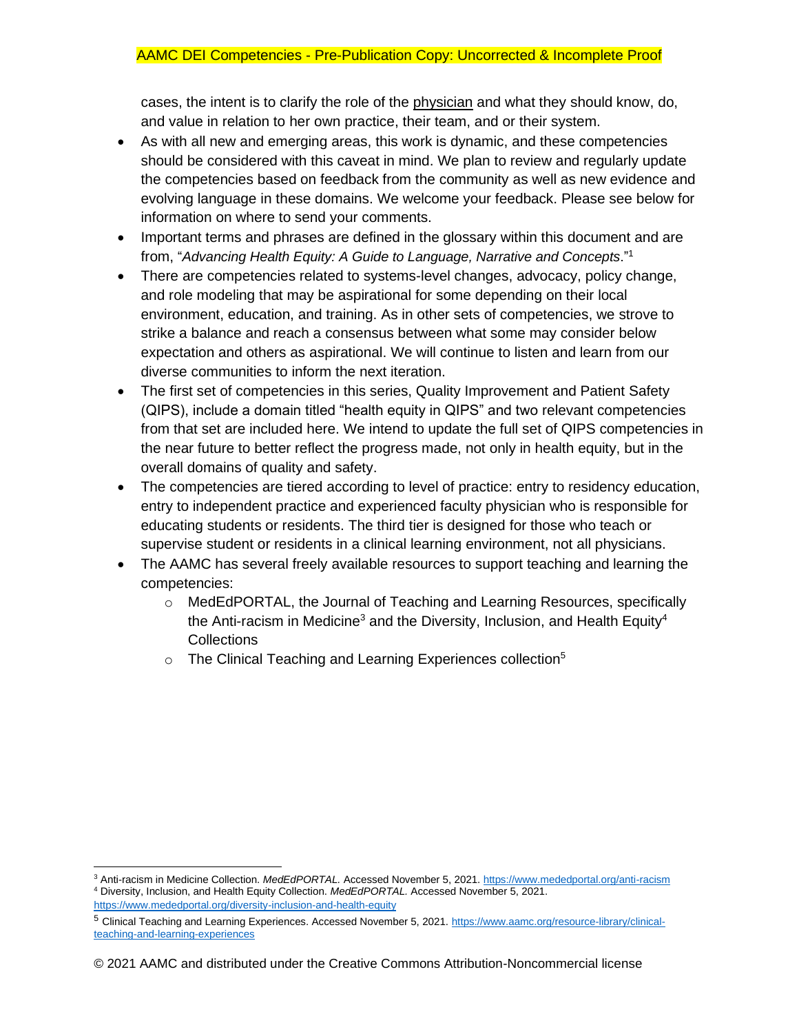cases, the intent is to clarify the role of the physician and what they should know, do, and value in relation to her own practice, their team, and or their system.

- As with all new and emerging areas, this work is dynamic, and these competencies should be considered with this caveat in mind. We plan to review and regularly update the competencies based on feedback from the community as well as new evidence and evolving language in these domains. We welcome your feedback. Please see below for information on where to send your comments.
- Important terms and phrases are defined in the glossary within this document and are from, "*Advancing Health Equity: A Guide to Language, Narrative and Concepts*."[1]
- There are competencies related to systems-level changes, advocacy, policy change, and role modeling that may be aspirational for some depending on their local environment, education, and training. As in other sets of competencies, we strove to strike a balance and reach a consensus between what some may consider below expectation and others as aspirational. We will continue to listen and learn from our diverse communities to inform the next iteration.
- The first set of competencies in this series, Quality Improvement and Patient Safety (QIPS), include a domain titled "health equity in QIPS" and two relevant competencies from that set are included here. We intend to update the full set of QIPS competencies in the near future to better reflect the progress made, not only in health equity, but in the overall domains of quality and safety.
- The competencies are tiered according to level of practice: entry to residency education, entry to independent practice and experienced faculty physician who is responsible for educating students or residents. The third tier is designed for those who teach or supervise student or residents in a clinical learning environment, not all physicians.
- The AAMC has several freely available resources to support teaching and learning the competencies:
  - MedEdPORTAL, the Journal of Teaching and Learning Resources, specifically the Anti-racism in Medicine[3] and the Diversity, Inclusion, and Health Equity[4] Collections
  - The Clinical Teaching and Learning Experiences collection[5]

---

[3] Anti-racism in Medicine Collection. *MedEdPORTAL.* Accessed November 5, 2021. https://www.mededportal.org/anti-racism

[4] Diversity, Inclusion, and Health Equity Collection. *MedEdPORTAL.* Accessed November 5, 2021. https://www.mededportal.org/diversity-inclusion-and-health-equity

[5] Clinical Teaching and Learning Experiences. Accessed November 5, 2021. https://www.aamc.org/resource-library/clinical-teaching-and-learning-experiences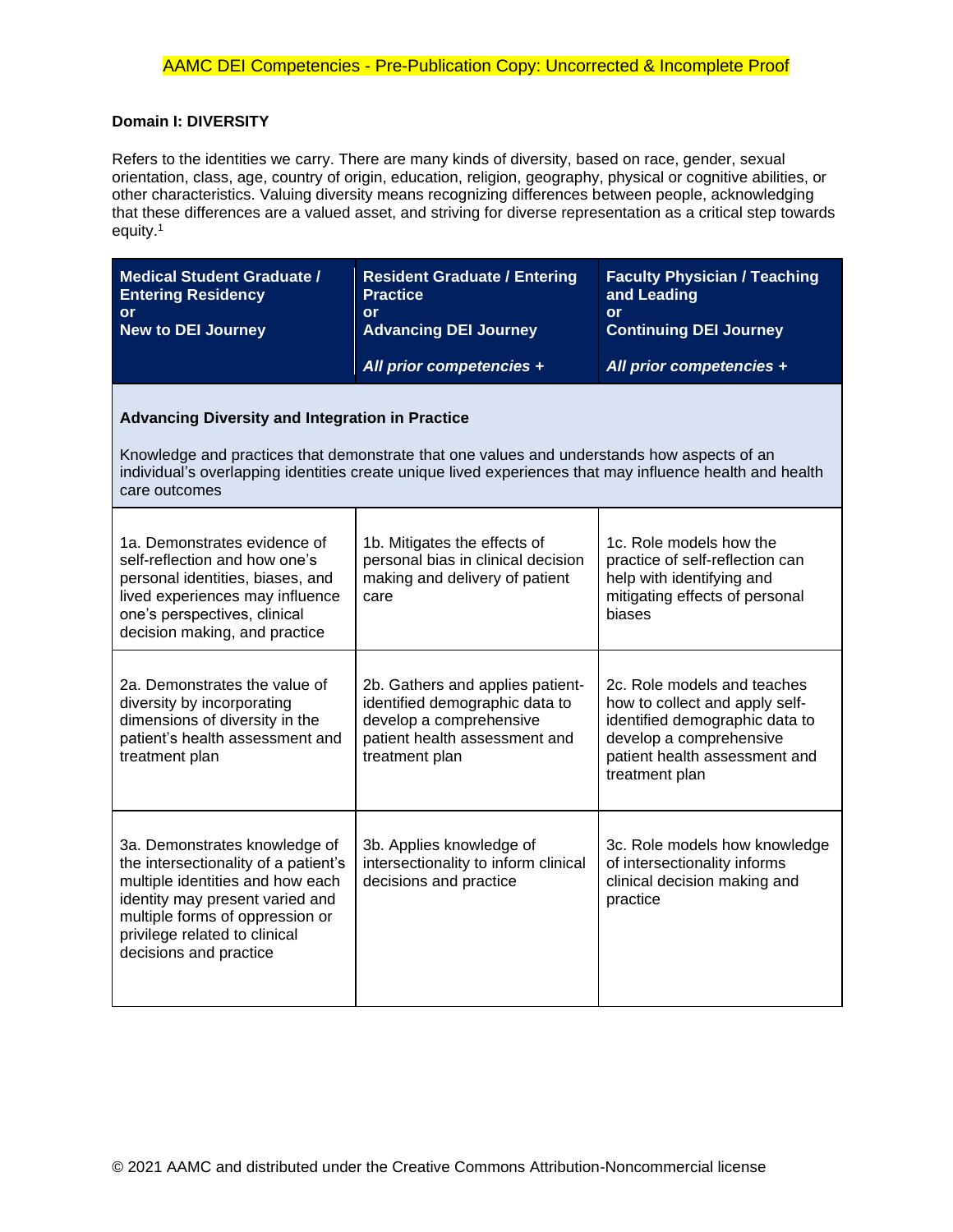**Domain I: DIVERSITY**

Refers to the identities we carry. There are many kinds of diversity, based on race, gender, sexual orientation, class, age, country of origin, education, religion, geography, physical or cognitive abilities, or other characteristics. Valuing diversity means recognizing differences between people, acknowledging that these differences are a valued asset, and striving for diverse representation as a critical step towards equity.[1]

| **Medical Student Graduate / Entering Residency** or **New to DEI Journey** | **Resident Graduate / Entering Practice** or **Advancing DEI Journey** *All prior competencies +* | **Faculty Physician / Teaching and Leading** or **Continuing DEI Journey** *All prior competencies +* |
|---|---|---|
| **Advancing Diversity and Integration in Practice** Knowledge and practices that demonstrate that one values and understands how aspects of an individual's overlapping identities create unique lived experiences that may influence health and health care outcomes | | |
| 1a. Demonstrates evidence of self-reflection and how one's personal identities, biases, and lived experiences may influence one's perspectives, clinical decision making, and practice | 1b. Mitigates the effects of personal bias in clinical decision making and delivery of patient care | 1c. Role models how the practice of self-reflection can help with identifying and mitigating effects of personal biases |
| 2a. Demonstrates the value of diversity by incorporating dimensions of diversity in the patient's health assessment and treatment plan | 2b. Gathers and applies patient-identified demographic data to develop a comprehensive patient health assessment and treatment plan | 2c. Role models and teaches how to collect and apply self-identified demographic data to develop a comprehensive patient health assessment and treatment plan |
| 3a. Demonstrates knowledge of the intersectionality of a patient's multiple identities and how each identity may present varied and multiple forms of oppression or privilege related to clinical decisions and practice | 3b. Applies knowledge of intersectionality to inform clinical decisions and practice | 3c. Role models how knowledge of intersectionality informs clinical decision making and practice |

© 2021 AAMC and distributed under the Creative Commons Attribution-Noncommercial license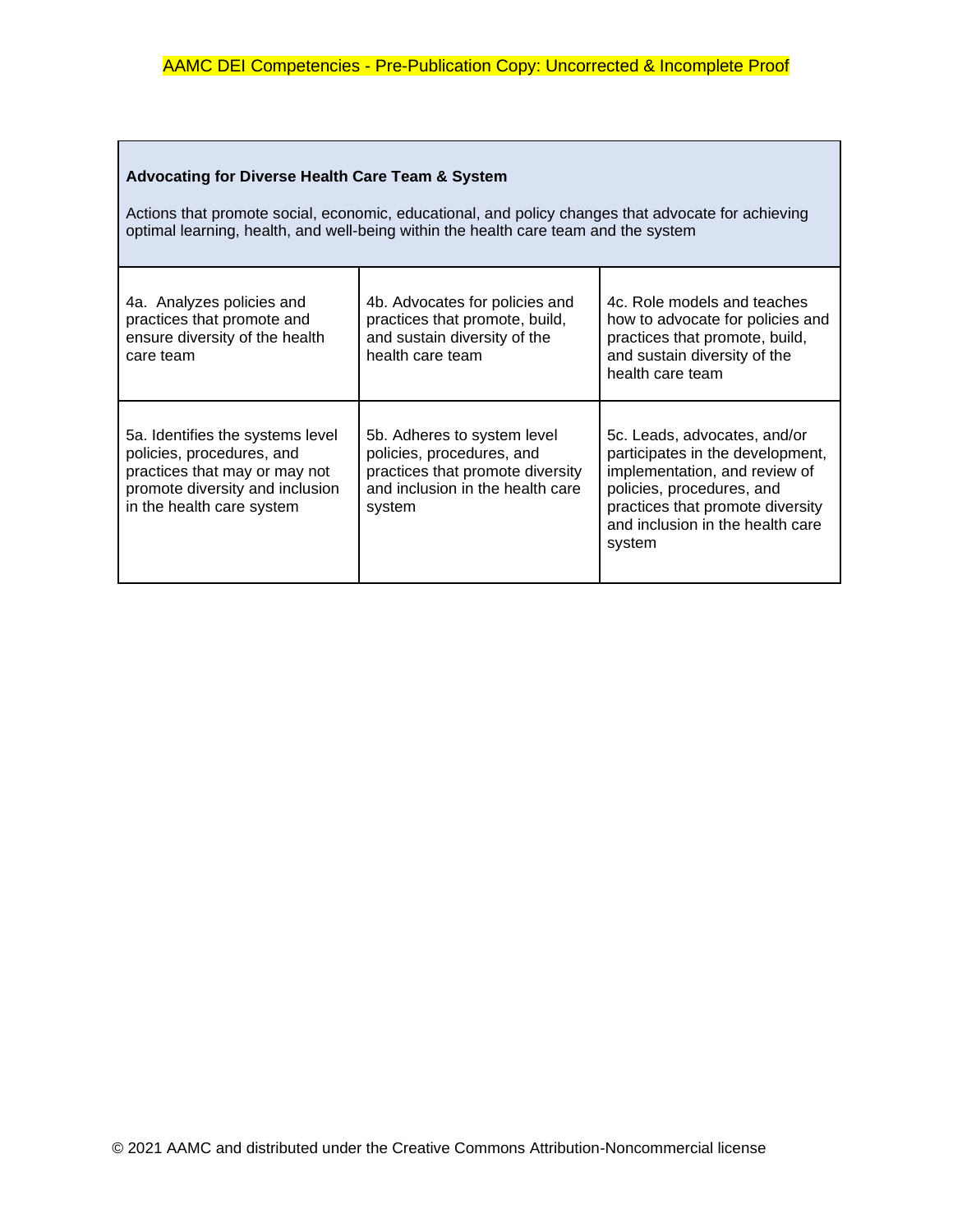| **Advocating for Diverse Health Care Team & System**<br><br>Actions that promote social, economic, educational, and policy changes that advocate for achieving optimal learning, health, and well-being within the health care team and the system | | |
|---|---|---|
| 4a. Analyzes policies and practices that promote and ensure diversity of the health care team | 4b. Advocates for policies and practices that promote, build, and sustain diversity of the health care team | 4c. Role models and teaches how to advocate for policies and practices that promote, build, and sustain diversity of the health care team |
| 5a. Identifies the systems level policies, procedures, and practices that may or may not promote diversity and inclusion in the health care system | 5b. Adheres to system level policies, procedures, and practices that promote diversity and inclusion in the health care system | 5c. Leads, advocates, and/or participates in the development, implementation, and review of policies, procedures, and practices that promote diversity and inclusion in the health care system |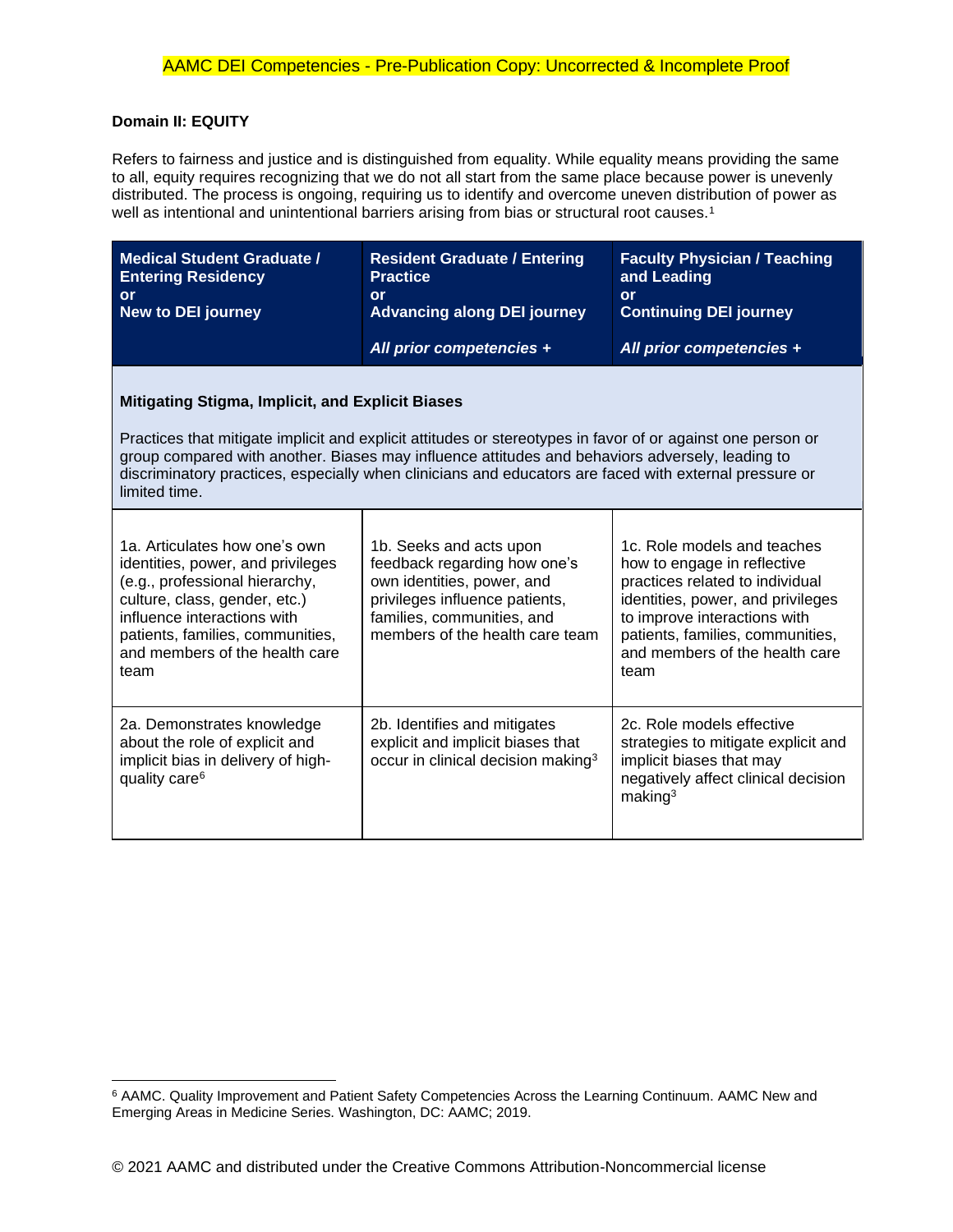## Domain II: EQUITY

Refers to fairness and justice and is distinguished from equality. While equality means providing the same to all, equity requires recognizing that we do not all start from the same place because power is unevenly distributed. The process is ongoing, requiring us to identify and overcome uneven distribution of power as well as intentional and unintentional barriers arising from bias or structural root causes.[1]

| **Medical Student Graduate / Entering Residency or New to DEI journey** | **Resident Graduate / Entering Practice or Advancing along DEI journey** *All prior competencies +* | **Faculty Physician / Teaching and Leading or Continuing DEI journey** *All prior competencies +* |
|---|---|---|
| **Mitigating Stigma, Implicit, and Explicit Biases** Practices that mitigate implicit and explicit attitudes or stereotypes in favor of or against one person or group compared with another. Biases may influence attitudes and behaviors adversely, leading to discriminatory practices, especially when clinicians and educators are faced with external pressure or limited time. | | |
| 1a. Articulates how one's own identities, power, and privileges (e.g., professional hierarchy, culture, class, gender, etc.) influence interactions with patients, families, communities, and members of the health care team | 1b. Seeks and acts upon feedback regarding how one's own identities, power, and privileges influence patients, families, communities, and members of the health care team | 1c. Role models and teaches how to engage in reflective practices related to individual identities, power, and privileges to improve interactions with patients, families, communities, and members of the health care team |
| 2a. Demonstrates knowledge about the role of explicit and implicit bias in delivery of high-quality care[6] | 2b. Identifies and mitigates explicit and implicit biases that occur in clinical decision making[3] | 2c. Role models effective strategies to mitigate explicit and implicit biases that may negatively affect clinical decision making[3] |

[6] AAMC. Quality Improvement and Patient Safety Competencies Across the Learning Continuum. AAMC New and Emerging Areas in Medicine Series. Washington, DC: AAMC; 2019.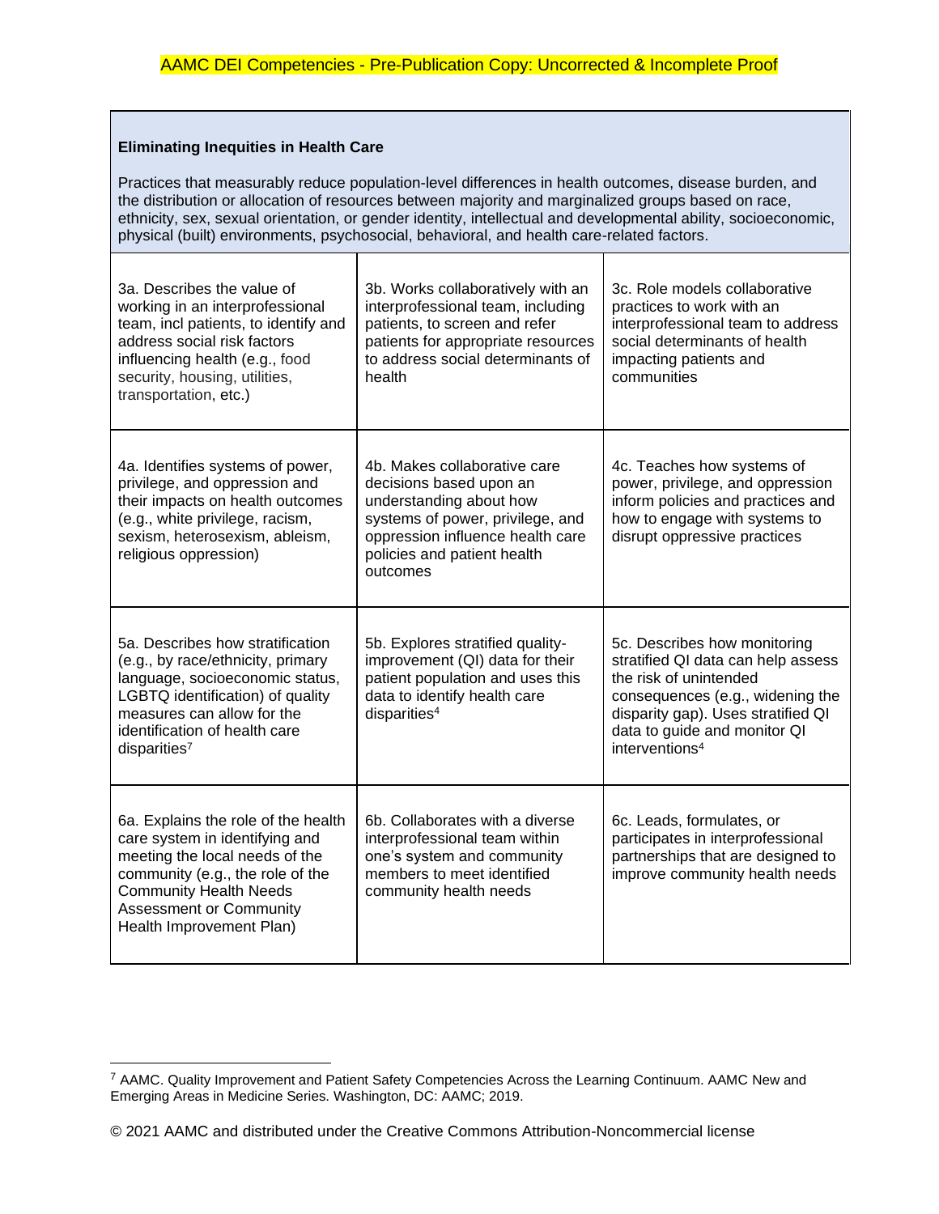**Eliminating Inequities in Health Care**

Practices that measurably reduce population-level differences in health outcomes, disease burden, and the distribution or allocation of resources between majority and marginalized groups based on race, ethnicity, sex, sexual orientation, or gender identity, intellectual and developmental ability, socioeconomic, physical (built) environments, psychosocial, behavioral, and health care-related factors.

| | | |
|---|---|---|
| 3a. Describes the value of working in an interprofessional team, incl patients, to identify and address social risk factors influencing health (e.g., food security, housing, utilities, transportation, etc.) | 3b. Works collaboratively with an interprofessional team, including patients, to screen and refer patients for appropriate resources to address social determinants of health | 3c. Role models collaborative practices to work with an interprofessional team to address social determinants of health impacting patients and communities |
| 4a. Identifies systems of power, privilege, and oppression and their impacts on health outcomes (e.g., white privilege, racism, sexism, heterosexism, ableism, religious oppression) | 4b. Makes collaborative care decisions based upon an understanding about how systems of power, privilege, and oppression influence health care policies and patient health outcomes | 4c. Teaches how systems of power, privilege, and oppression inform policies and practices and how to engage with systems to disrupt oppressive practices |
| 5a. Describes how stratification (e.g., by race/ethnicity, primary language, socioeconomic status, LGBTQ identification) of quality measures can allow for the identification of health care disparities[7] | 5b. Explores stratified quality-improvement (QI) data for their patient population and uses this data to identify health care disparities[4] | 5c. Describes how monitoring stratified QI data can help assess the risk of unintended consequences (e.g., widening the disparity gap). Uses stratified QI data to guide and monitor QI interventions[4] |
| 6a. Explains the role of the health care system in identifying and meeting the local needs of the community (e.g., the role of the Community Health Needs Assessment or Community Health Improvement Plan) | 6b. Collaborates with a diverse interprofessional team within one's system and community members to meet identified community health needs | 6c. Leads, formulates, or participates in interprofessional partnerships that are designed to improve community health needs |

[7] AAMC. Quality Improvement and Patient Safety Competencies Across the Learning Continuum. AAMC New and Emerging Areas in Medicine Series. Washington, DC: AAMC; 2019.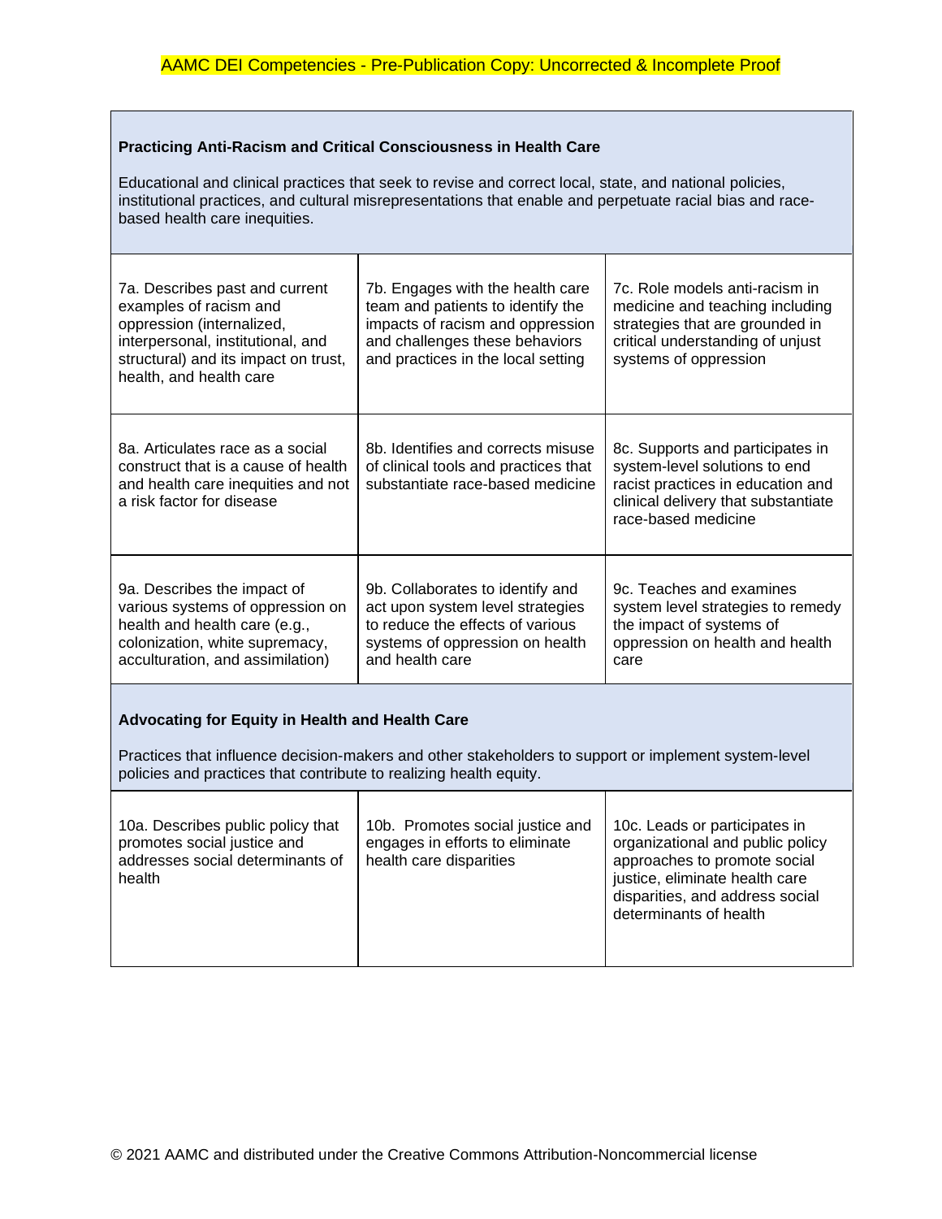### Practicing Anti-Racism and Critical Consciousness in Health Care

Educational and clinical practices that seek to revise and correct local, state, and national policies, institutional practices, and cultural misrepresentations that enable and perpetuate racial bias and race-based health care inequities.

| | | |
|---|---|---|
| 7a. Describes past and current examples of racism and oppression (internalized, interpersonal, institutional, and structural) and its impact on trust, health, and health care | 7b. Engages with the health care team and patients to identify the impacts of racism and oppression and challenges these behaviors and practices in the local setting | 7c. Role models anti-racism in medicine and teaching including strategies that are grounded in critical understanding of unjust systems of oppression |
| 8a. Articulates race as a social construct that is a cause of health and health care inequities and not a risk factor for disease | 8b. Identifies and corrects misuse of clinical tools and practices that substantiate race-based medicine | 8c. Supports and participates in system-level solutions to end racist practices in education and clinical delivery that substantiate race-based medicine |
| 9a. Describes the impact of various systems of oppression on health and health care (e.g., colonization, white supremacy, acculturation, and assimilation) | 9b. Collaborates to identify and act upon system level strategies to reduce the effects of various systems of oppression on health and health care | 9c. Teaches and examines system level strategies to remedy the impact of systems of oppression on health and health care |

### Advocating for Equity in Health and Health Care

Practices that influence decision-makers and other stakeholders to support or implement system-level policies and practices that contribute to realizing health equity.

| | | |
|---|---|---|
| 10a. Describes public policy that promotes social justice and addresses social determinants of health | 10b. Promotes social justice and engages in efforts to eliminate health care disparities | 10c. Leads or participates in organizational and public policy approaches to promote social justice, eliminate health care disparities, and address social determinants of health |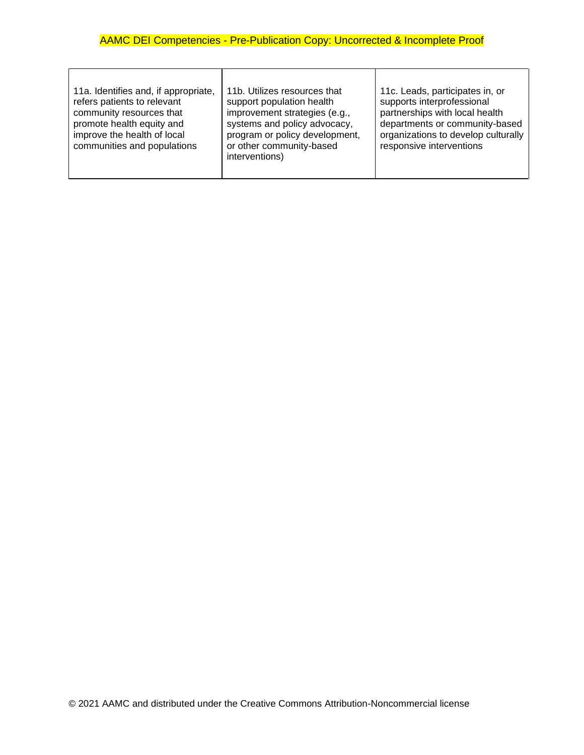| | | |
|---|---|---|
| 11a. Identifies and, if appropriate, refers patients to relevant community resources that promote health equity and improve the health of local communities and populations | 11b. Utilizes resources that support population health improvement strategies (e.g., systems and policy advocacy, program or policy development, or other community-based interventions) | 11c. Leads, participates in, or supports interprofessional partnerships with local health departments or community-based organizations to develop culturally responsive interventions |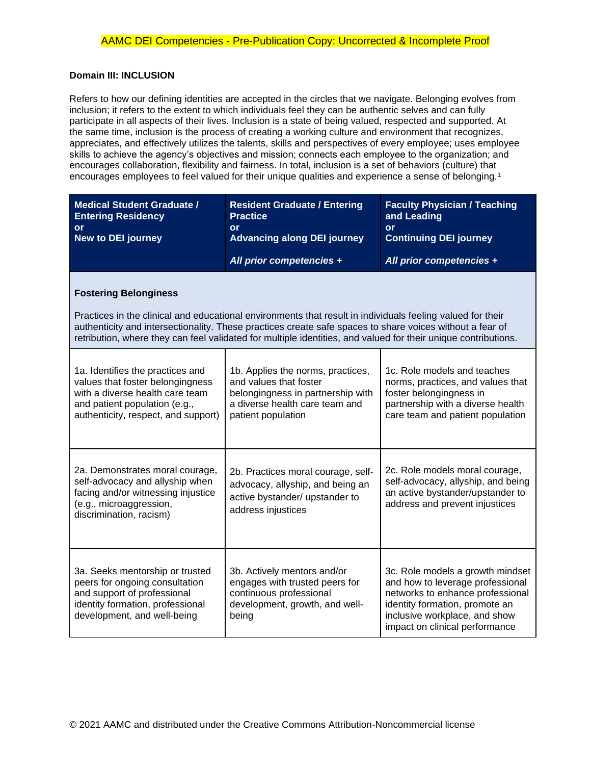**Domain III: INCLUSION**

Refers to how our defining identities are accepted in the circles that we navigate. Belonging evolves from inclusion; it refers to the extent to which individuals feel they can be authentic selves and can fully participate in all aspects of their lives. Inclusion is a state of being valued, respected and supported. At the same time, inclusion is the process of creating a working culture and environment that recognizes, appreciates, and effectively utilizes the talents, skills and perspectives of every employee; uses employee skills to achieve the agency's objectives and mission; connects each employee to the organization; and encourages collaboration, flexibility and fairness. In total, inclusion is a set of behaviors (culture) that encourages employees to feel valued for their unique qualities and experience a sense of belonging.[1]

| **Medical Student Graduate / Entering Residency or New to DEI journey** | **Resident Graduate / Entering Practice or Advancing along DEI journey** *All prior competencies +* | **Faculty Physician / Teaching and Leading or Continuing DEI journey** *All prior competencies +* |
|---|---|---|
| **Fostering Belongingness** Practices in the clinical and educational environments that result in individuals feeling valued for their authenticity and intersectionality. These practices create safe spaces to share voices without a fear of retribution, where they can feel validated for multiple identities, and valued for their unique contributions. | | |
| 1a. Identifies the practices and values that foster belongingness with a diverse health care team and patient population (e.g., authenticity, respect, and support) | 1b. Applies the norms, practices, and values that foster belongingness in partnership with a diverse health care team and patient population | 1c. Role models and teaches norms, practices, and values that foster belongingness in partnership with a diverse health care team and patient population |
| 2a. Demonstrates moral courage, self-advocacy and allyship when facing and/or witnessing injustice (e.g., microaggression, discrimination, racism) | 2b. Practices moral courage, self-advocacy, allyship, and being an active bystander/ upstander to address injustices | 2c. Role models moral courage, self-advocacy, allyship, and being an active bystander/upstander to address and prevent injustices |
| 3a. Seeks mentorship or trusted peers for ongoing consultation and support of professional identity formation, professional development, and well-being | 3b. Actively mentors and/or engages with trusted peers for continuous professional development, growth, and well-being | 3c. Role models a growth mindset and how to leverage professional networks to enhance professional identity formation, promote an inclusive workplace, and show impact on clinical performance |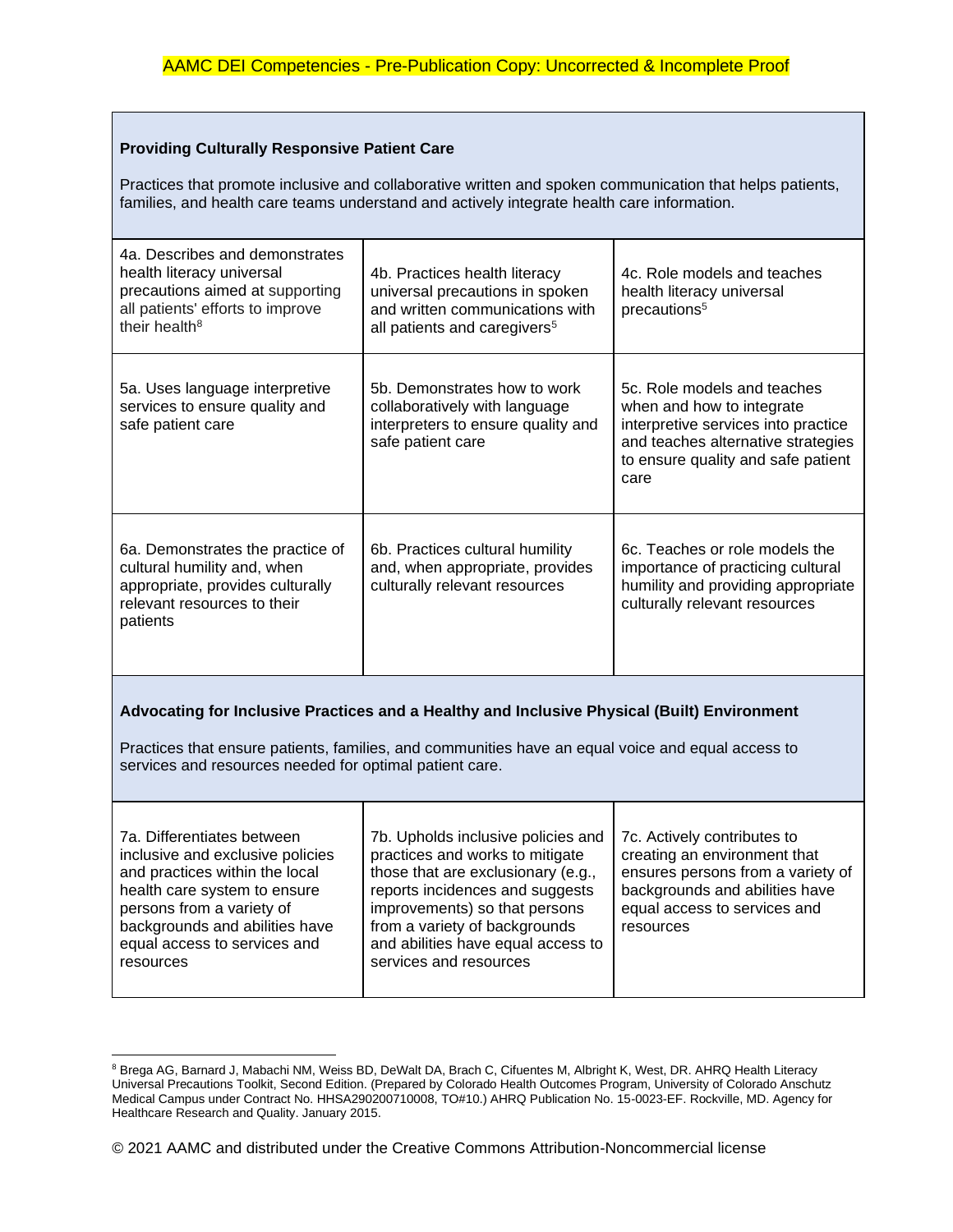| **Providing Culturally Responsive Patient Care**<br><br>Practices that promote inclusive and collaborative written and spoken communication that helps patients, families, and health care teams understand and actively integrate health care information. | | |
|---|---|---|
| 4a. Describes and demonstrates health literacy universal precautions aimed at supporting all patients' efforts to improve their health[8] | 4b. Practices health literacy universal precautions in spoken and written communications with all patients and caregivers[5] | 4c. Role models and teaches health literacy universal precautions[5] |
| 5a. Uses language interpretive services to ensure quality and safe patient care | 5b. Demonstrates how to work collaboratively with language interpreters to ensure quality and safe patient care | 5c. Role models and teaches when and how to integrate interpretive services into practice and teaches alternative strategies to ensure quality and safe patient care |
| 6a. Demonstrates the practice of cultural humility and, when appropriate, provides culturally relevant resources to their patients | 6b. Practices cultural humility and, when appropriate, provides culturally relevant resources | 6c. Teaches or role models the importance of practicing cultural humility and providing appropriate culturally relevant resources |
| **Advocating for Inclusive Practices and a Healthy and Inclusive Physical (Built) Environment**<br><br>Practices that ensure patients, families, and communities have an equal voice and equal access to services and resources needed for optimal patient care. | | |
| 7a. Differentiates between inclusive and exclusive policies and practices within the local health care system to ensure persons from a variety of backgrounds and abilities have equal access to services and resources | 7b. Upholds inclusive policies and practices and works to mitigate those that are exclusionary (e.g., reports incidences and suggests improvements) so that persons from a variety of backgrounds and abilities have equal access to services and resources | 7c. Actively contributes to creating an environment that ensures persons from a variety of backgrounds and abilities have equal access to services and resources |

[8] Brega AG, Barnard J, Mabachi NM, Weiss BD, DeWalt DA, Brach C, Cifuentes M, Albright K, West, DR. AHRQ Health Literacy Universal Precautions Toolkit, Second Edition. (Prepared by Colorado Health Outcomes Program, University of Colorado Anschutz Medical Campus under Contract No. HHSA290200710008, TO#10.) AHRQ Publication No. 15-0023-EF. Rockville, MD. Agency for Healthcare Research and Quality. January 2015.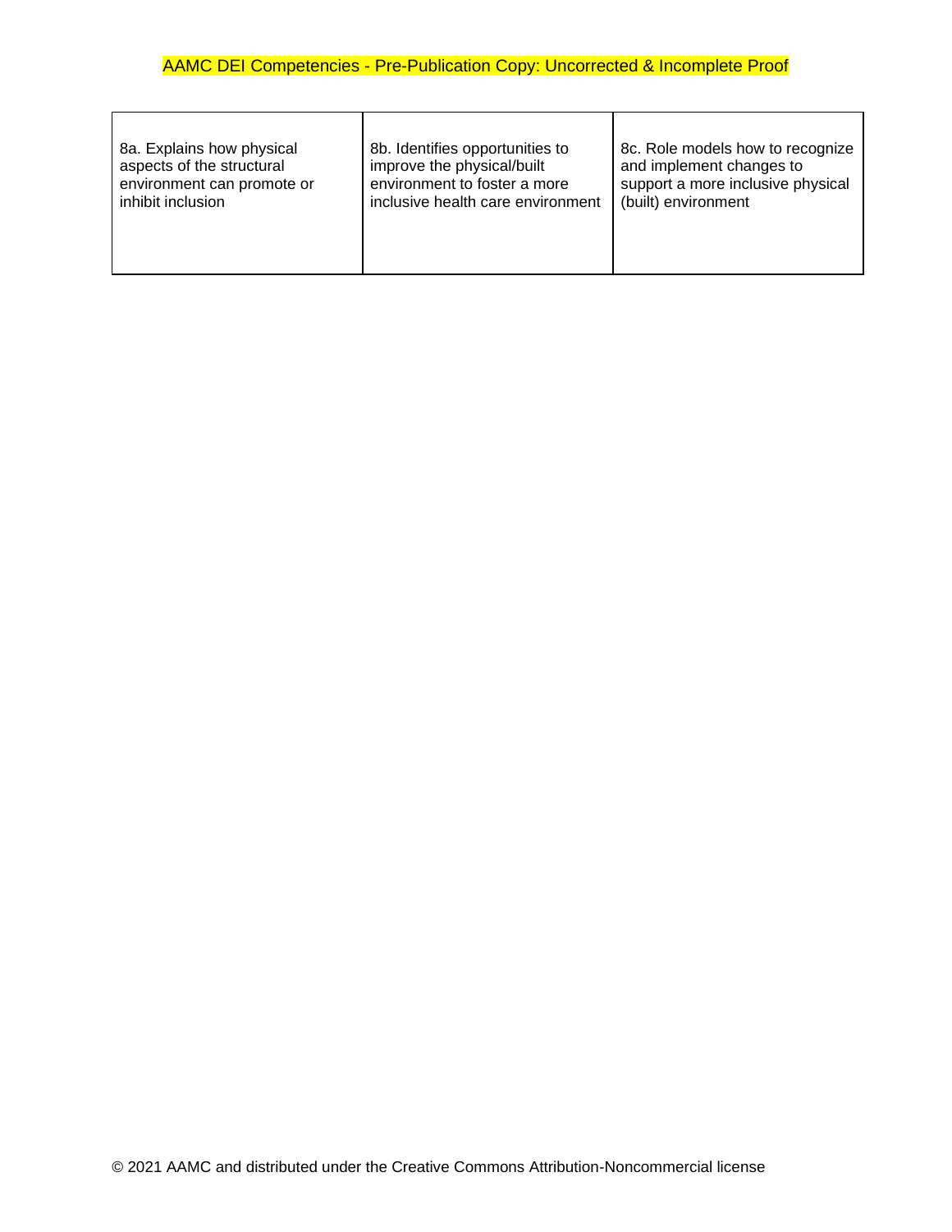| 8a. Explains how physical aspects of the structural environment can promote or inhibit inclusion | 8b. Identifies opportunities to improve the physical/built environment to foster a more inclusive health care environment | 8c. Role models how to recognize and implement changes to support a more inclusive physical (built) environment |
|---|---|---|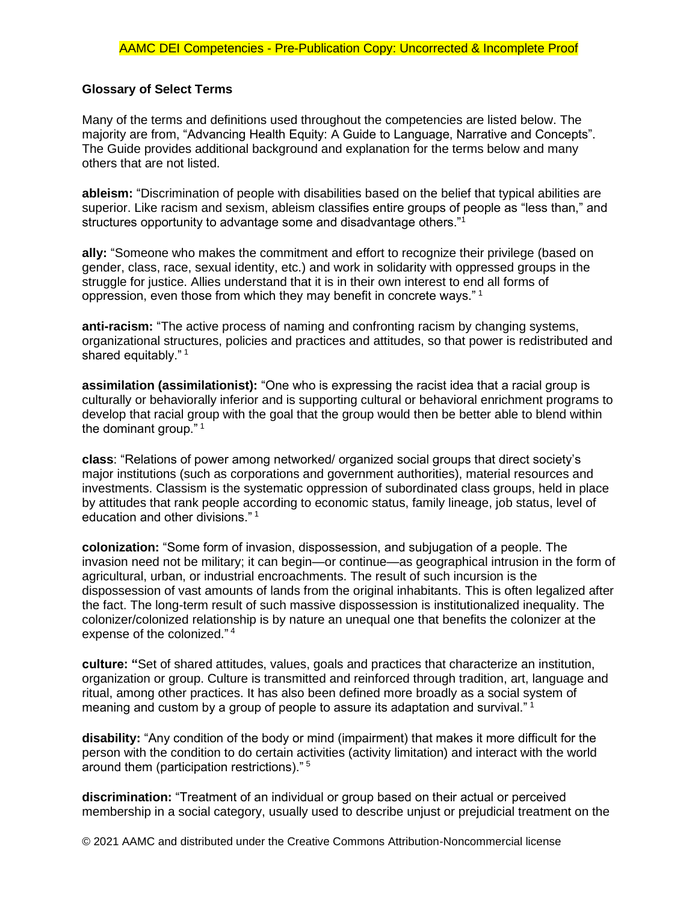### Glossary of Select Terms

Many of the terms and definitions used throughout the competencies are listed below. The majority are from, "Advancing Health Equity: A Guide to Language, Narrative and Concepts". The Guide provides additional background and explanation for the terms below and many others that are not listed.

**ableism:** "Discrimination of people with disabilities based on the belief that typical abilities are superior. Like racism and sexism, ableism classifies entire groups of people as "less than," and structures opportunity to advantage some and disadvantage others."[1]

**ally:** "Someone who makes the commitment and effort to recognize their privilege (based on gender, class, race, sexual identity, etc.) and work in solidarity with oppressed groups in the struggle for justice. Allies understand that it is in their own interest to end all forms of oppression, even those from which they may benefit in concrete ways." [1]

**anti-racism:** "The active process of naming and confronting racism by changing systems, organizational structures, policies and practices and attitudes, so that power is redistributed and shared equitably." [1]

**assimilation (assimilationist):** "One who is expressing the racist idea that a racial group is culturally or behaviorally inferior and is supporting cultural or behavioral enrichment programs to develop that racial group with the goal that the group would then be better able to blend within the dominant group." [1]

**class**: "Relations of power among networked/ organized social groups that direct society's major institutions (such as corporations and government authorities), material resources and investments. Classism is the systematic oppression of subordinated class groups, held in place by attitudes that rank people according to economic status, family lineage, job status, level of education and other divisions." [1]

**colonization:** "Some form of invasion, dispossession, and subjugation of a people. The invasion need not be military; it can begin—or continue—as geographical intrusion in the form of agricultural, urban, or industrial encroachments. The result of such incursion is the dispossession of vast amounts of lands from the original inhabitants. This is often legalized after the fact. The long-term result of such massive dispossession is institutionalized inequality. The colonizer/colonized relationship is by nature an unequal one that benefits the colonizer at the expense of the colonized." [4]

**culture: "**Set of shared attitudes, values, goals and practices that characterize an institution, organization or group. Culture is transmitted and reinforced through tradition, art, language and ritual, among other practices. It has also been defined more broadly as a social system of meaning and custom by a group of people to assure its adaptation and survival." [1]

**disability:** "Any condition of the body or mind (impairment) that makes it more difficult for the person with the condition to do certain activities (activity limitation) and interact with the world around them (participation restrictions)." [5]

**discrimination:** "Treatment of an individual or group based on their actual or perceived membership in a social category, usually used to describe unjust or prejudicial treatment on the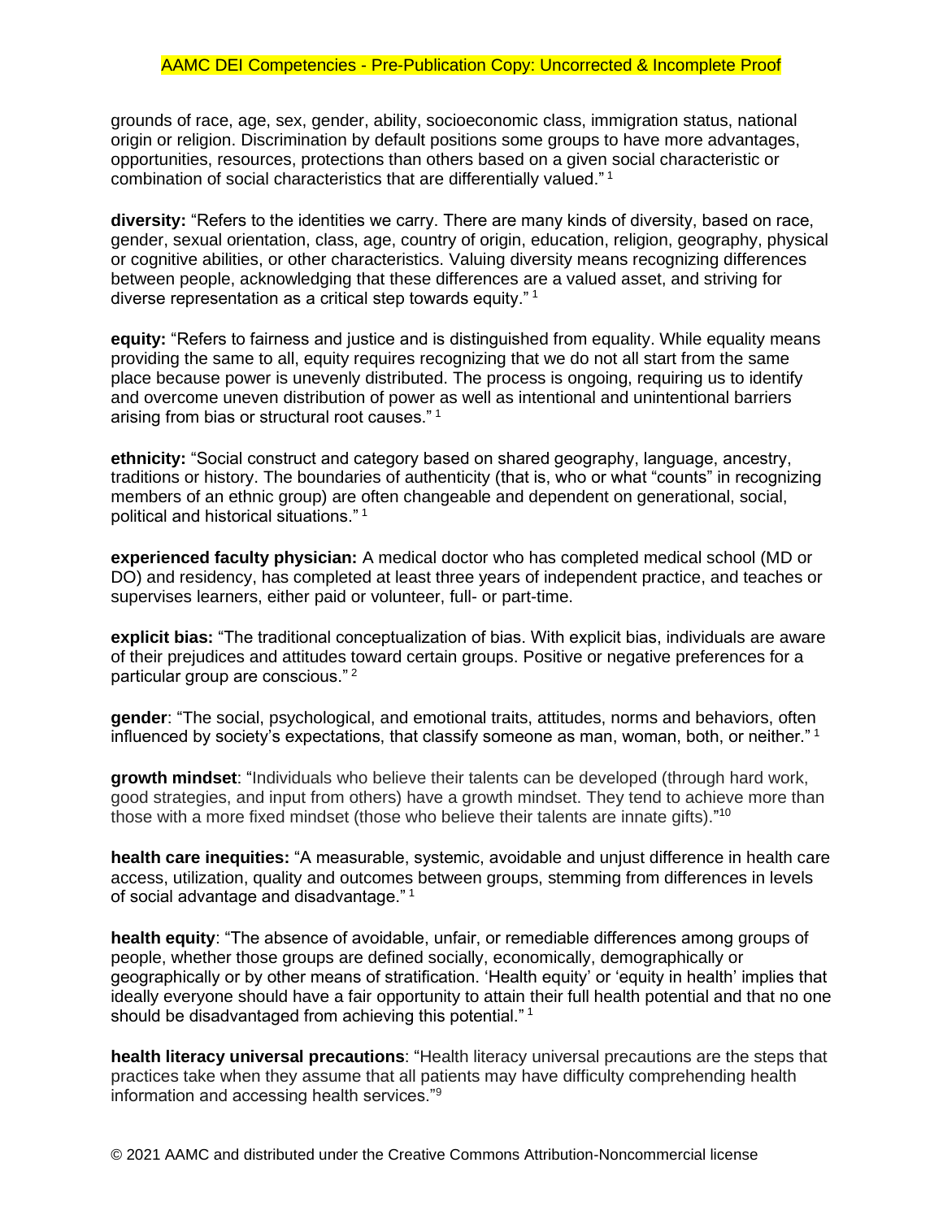grounds of race, age, sex, gender, ability, socioeconomic class, immigration status, national origin or religion. Discrimination by default positions some groups to have more advantages, opportunities, resources, protections than others based on a given social characteristic or combination of social characteristics that are differentially valued." [1]

**diversity:** "Refers to the identities we carry. There are many kinds of diversity, based on race, gender, sexual orientation, class, age, country of origin, education, religion, geography, physical or cognitive abilities, or other characteristics. Valuing diversity means recognizing differences between people, acknowledging that these differences are a valued asset, and striving for diverse representation as a critical step towards equity." [1]

**equity:** "Refers to fairness and justice and is distinguished from equality. While equality means providing the same to all, equity requires recognizing that we do not all start from the same place because power is unevenly distributed. The process is ongoing, requiring us to identify and overcome uneven distribution of power as well as intentional and unintentional barriers arising from bias or structural root causes." [1]

**ethnicity:** "Social construct and category based on shared geography, language, ancestry, traditions or history. The boundaries of authenticity (that is, who or what "counts" in recognizing members of an ethnic group) are often changeable and dependent on generational, social, political and historical situations." [1]

**experienced faculty physician:** A medical doctor who has completed medical school (MD or DO) and residency, has completed at least three years of independent practice, and teaches or supervises learners, either paid or volunteer, full- or part-time.

**explicit bias:** "The traditional conceptualization of bias. With explicit bias, individuals are aware of their prejudices and attitudes toward certain groups. Positive or negative preferences for a particular group are conscious." [2]

**gender**: "The social, psychological, and emotional traits, attitudes, norms and behaviors, often influenced by society's expectations, that classify someone as man, woman, both, or neither." [1]

**growth mindset**: "Individuals who believe their talents can be developed (through hard work, good strategies, and input from others) have a growth mindset. They tend to achieve more than those with a more fixed mindset (those who believe their talents are innate gifts)."[10]

**health care inequities:** "A measurable, systemic, avoidable and unjust difference in health care access, utilization, quality and outcomes between groups, stemming from differences in levels of social advantage and disadvantage." [1]

**health equity**: "The absence of avoidable, unfair, or remediable differences among groups of people, whether those groups are defined socially, economically, demographically or geographically or by other means of stratification. 'Health equity' or 'equity in health' implies that ideally everyone should have a fair opportunity to attain their full health potential and that no one should be disadvantaged from achieving this potential." [1]

**health literacy universal precautions**: "Health literacy universal precautions are the steps that practices take when they assume that all patients may have difficulty comprehending health information and accessing health services."[9]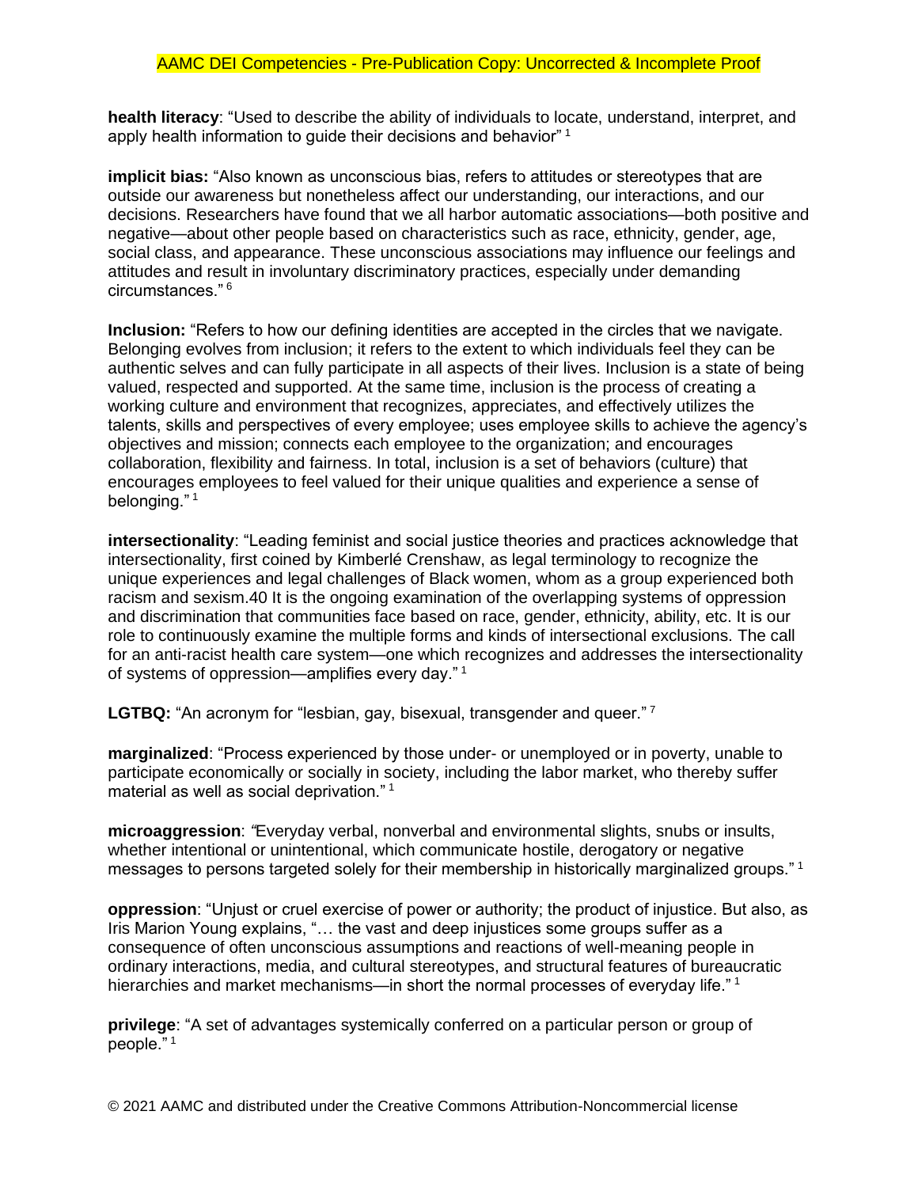**health literacy**: "Used to describe the ability of individuals to locate, understand, interpret, and apply health information to guide their decisions and behavior" [1]

**implicit bias:** "Also known as unconscious bias, refers to attitudes or stereotypes that are outside our awareness but nonetheless affect our understanding, our interactions, and our decisions. Researchers have found that we all harbor automatic associations—both positive and negative—about other people based on characteristics such as race, ethnicity, gender, age, social class, and appearance. These unconscious associations may influence our feelings and attitudes and result in involuntary discriminatory practices, especially under demanding circumstances." [6]

**Inclusion:** "Refers to how our defining identities are accepted in the circles that we navigate. Belonging evolves from inclusion; it refers to the extent to which individuals feel they can be authentic selves and can fully participate in all aspects of their lives. Inclusion is a state of being valued, respected and supported. At the same time, inclusion is the process of creating a working culture and environment that recognizes, appreciates, and effectively utilizes the talents, skills and perspectives of every employee; uses employee skills to achieve the agency's objectives and mission; connects each employee to the organization; and encourages collaboration, flexibility and fairness. In total, inclusion is a set of behaviors (culture) that encourages employees to feel valued for their unique qualities and experience a sense of belonging." [1]

**intersectionality**: "Leading feminist and social justice theories and practices acknowledge that intersectionality, first coined by Kimberlé Crenshaw, as legal terminology to recognize the unique experiences and legal challenges of Black women, whom as a group experienced both racism and sexism.40 It is the ongoing examination of the overlapping systems of oppression and discrimination that communities face based on race, gender, ethnicity, ability, etc. It is our role to continuously examine the multiple forms and kinds of intersectional exclusions. The call for an anti-racist health care system—one which recognizes and addresses the intersectionality of systems of oppression—amplifies every day." [1]

**LGTBQ:** "An acronym for "lesbian, gay, bisexual, transgender and queer." [7]

**marginalized**: "Process experienced by those under- or unemployed or in poverty, unable to participate economically or socially in society, including the labor market, who thereby suffer material as well as social deprivation." [1]

**microaggression**: "Everyday verbal, nonverbal and environmental slights, snubs or insults, whether intentional or unintentional, which communicate hostile, derogatory or negative messages to persons targeted solely for their membership in historically marginalized groups." [1]

**oppression**: "Unjust or cruel exercise of power or authority; the product of injustice. But also, as Iris Marion Young explains, "… the vast and deep injustices some groups suffer as a consequence of often unconscious assumptions and reactions of well-meaning people in ordinary interactions, media, and cultural stereotypes, and structural features of bureaucratic hierarchies and market mechanisms—in short the normal processes of everyday life." [1]

**privilege**: "A set of advantages systemically conferred on a particular person or group of people." [1]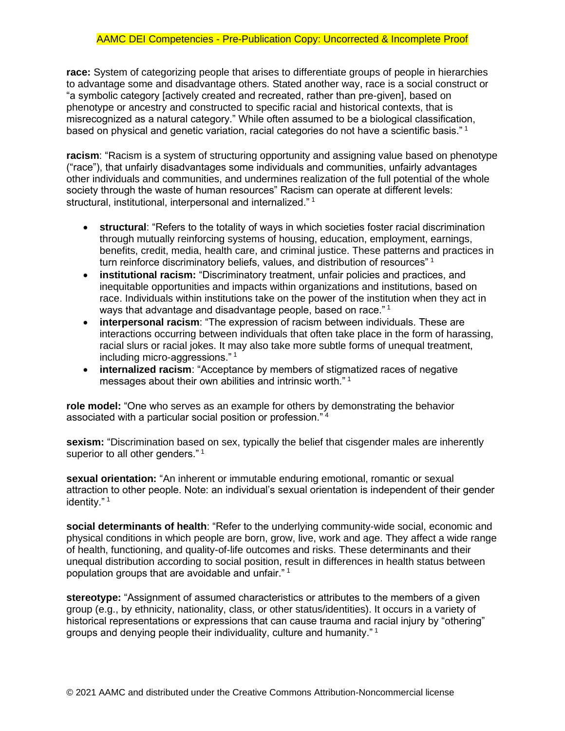**race:** System of categorizing people that arises to differentiate groups of people in hierarchies to advantage some and disadvantage others. Stated another way, race is a social construct or "a symbolic category [actively created and recreated, rather than pre-given], based on phenotype or ancestry and constructed to specific racial and historical contexts, that is misrecognized as a natural category." While often assumed to be a biological classification, based on physical and genetic variation, racial categories do not have a scientific basis." [1]

**racism**: "Racism is a system of structuring opportunity and assigning value based on phenotype ("race"), that unfairly disadvantages some individuals and communities, unfairly advantages other individuals and communities, and undermines realization of the full potential of the whole society through the waste of human resources" Racism can operate at different levels: structural, institutional, interpersonal and internalized." [1]

- **structural**: "Refers to the totality of ways in which societies foster racial discrimination through mutually reinforcing systems of housing, education, employment, earnings, benefits, credit, media, health care, and criminal justice. These patterns and practices in turn reinforce discriminatory beliefs, values, and distribution of resources" [1]
- **institutional racism:** "Discriminatory treatment, unfair policies and practices, and inequitable opportunities and impacts within organizations and institutions, based on race. Individuals within institutions take on the power of the institution when they act in ways that advantage and disadvantage people, based on race." [1]
- **interpersonal racism**: "The expression of racism between individuals. These are interactions occurring between individuals that often take place in the form of harassing, racial slurs or racial jokes. It may also take more subtle forms of unequal treatment, including micro-aggressions." [1]
- **internalized racism**: "Acceptance by members of stigmatized races of negative messages about their own abilities and intrinsic worth." [1]

**role model:** "One who serves as an example for others by demonstrating the behavior associated with a particular social position or profession." [4]

**sexism:** "Discrimination based on sex, typically the belief that cisgender males are inherently superior to all other genders." [1]

**sexual orientation:** "An inherent or immutable enduring emotional, romantic or sexual attraction to other people. Note: an individual's sexual orientation is independent of their gender identity." [1]

**social determinants of health**: "Refer to the underlying community-wide social, economic and physical conditions in which people are born, grow, live, work and age. They affect a wide range of health, functioning, and quality-of-life outcomes and risks. These determinants and their unequal distribution according to social position, result in differences in health status between population groups that are avoidable and unfair." [1]

**stereotype:** "Assignment of assumed characteristics or attributes to the members of a given group (e.g., by ethnicity, nationality, class, or other status/identities). It occurs in a variety of historical representations or expressions that can cause trauma and racial injury by "othering" groups and denying people their individuality, culture and humanity." [1]

© 2021 AAMC and distributed under the Creative Commons Attribution-Noncommercial license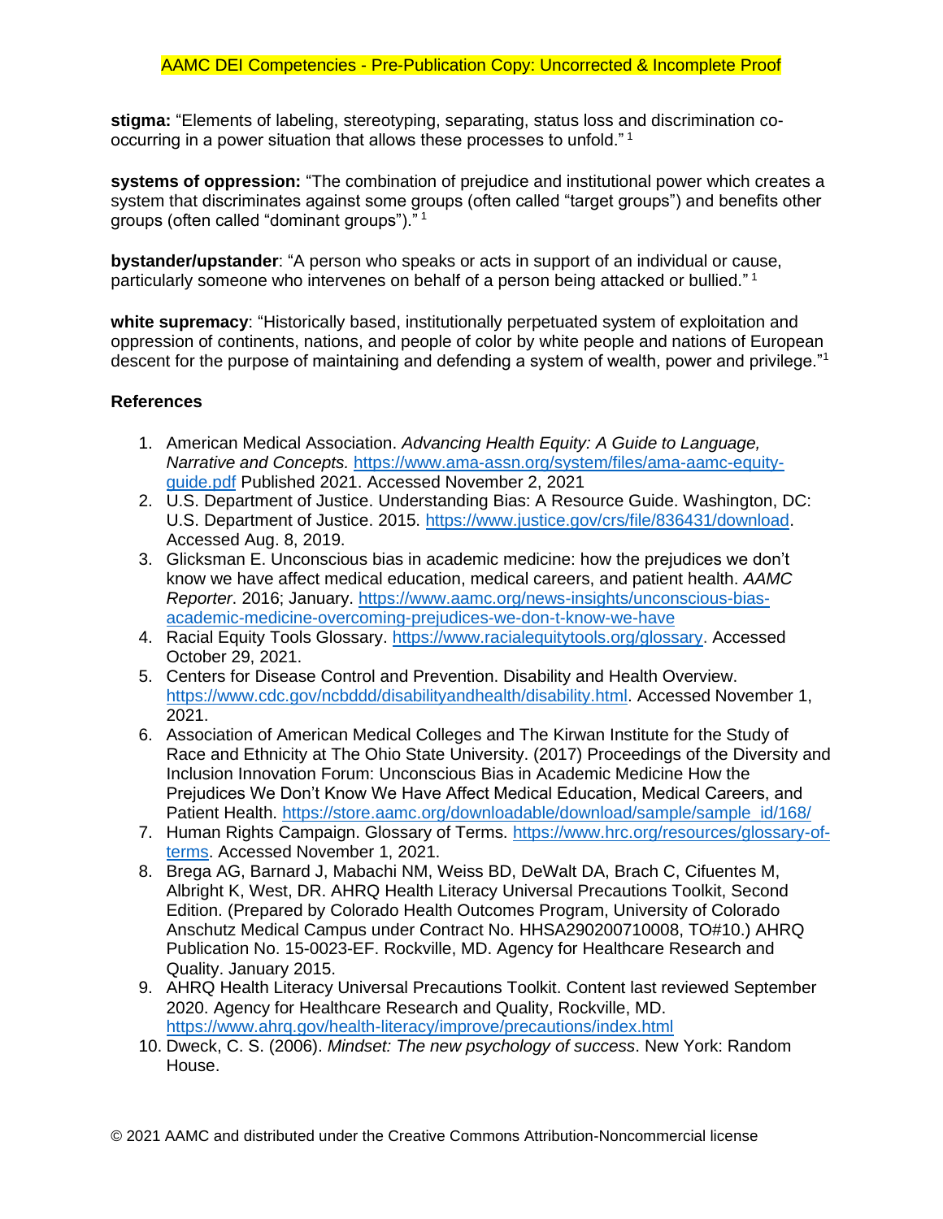**stigma:** "Elements of labeling, stereotyping, separating, status loss and discrimination co-occurring in a power situation that allows these processes to unfold." [1]

**systems of oppression:** "The combination of prejudice and institutional power which creates a system that discriminates against some groups (often called "target groups") and benefits other groups (often called "dominant groups")." [1]

**bystander/upstander**: "A person who speaks or acts in support of an individual or cause, particularly someone who intervenes on behalf of a person being attacked or bullied." [1]

**white supremacy**: "Historically based, institutionally perpetuated system of exploitation and oppression of continents, nations, and people of color by white people and nations of European descent for the purpose of maintaining and defending a system of wealth, power and privilege."[1]

**References**

1. American Medical Association. *Advancing Health Equity: A Guide to Language, Narrative and Concepts.* https://www.ama-assn.org/system/files/ama-aamc-equity-guide.pdf Published 2021. Accessed November 2, 2021
2. U.S. Department of Justice. Understanding Bias: A Resource Guide. Washington, DC: U.S. Department of Justice. 2015. https://www.justice.gov/crs/file/836431/download. Accessed Aug. 8, 2019.
3. Glicksman E. Unconscious bias in academic medicine: how the prejudices we don't know we have affect medical education, medical careers, and patient health. *AAMC Reporter*. 2016; January. https://www.aamc.org/news-insights/unconscious-bias-academic-medicine-overcoming-prejudices-we-don-t-know-we-have
4. Racial Equity Tools Glossary. https://www.racialequitytools.org/glossary. Accessed October 29, 2021.
5. Centers for Disease Control and Prevention. Disability and Health Overview. https://www.cdc.gov/ncbddd/disabilityandhealth/disability.html. Accessed November 1, 2021.
6. Association of American Medical Colleges and The Kirwan Institute for the Study of Race and Ethnicity at The Ohio State University. (2017) Proceedings of the Diversity and Inclusion Innovation Forum: Unconscious Bias in Academic Medicine How the Prejudices We Don't Know We Have Affect Medical Education, Medical Careers, and Patient Health. https://store.aamc.org/downloadable/download/sample/sample_id/168/
7. Human Rights Campaign. Glossary of Terms. https://www.hrc.org/resources/glossary-of-terms. Accessed November 1, 2021.
8. Brega AG, Barnard J, Mabachi NM, Weiss BD, DeWalt DA, Brach C, Cifuentes M, Albright K, West, DR. AHRQ Health Literacy Universal Precautions Toolkit, Second Edition. (Prepared by Colorado Health Outcomes Program, University of Colorado Anschutz Medical Campus under Contract No. HHSA290200710008, TO#10.) AHRQ Publication No. 15-0023-EF. Rockville, MD. Agency for Healthcare Research and Quality. January 2015.
9. AHRQ Health Literacy Universal Precautions Toolkit. Content last reviewed September 2020. Agency for Healthcare Research and Quality, Rockville, MD. https://www.ahrq.gov/health-literacy/improve/precautions/index.html
10. Dweck, C. S. (2006). *Mindset: The new psychology of success*. New York: Random House.